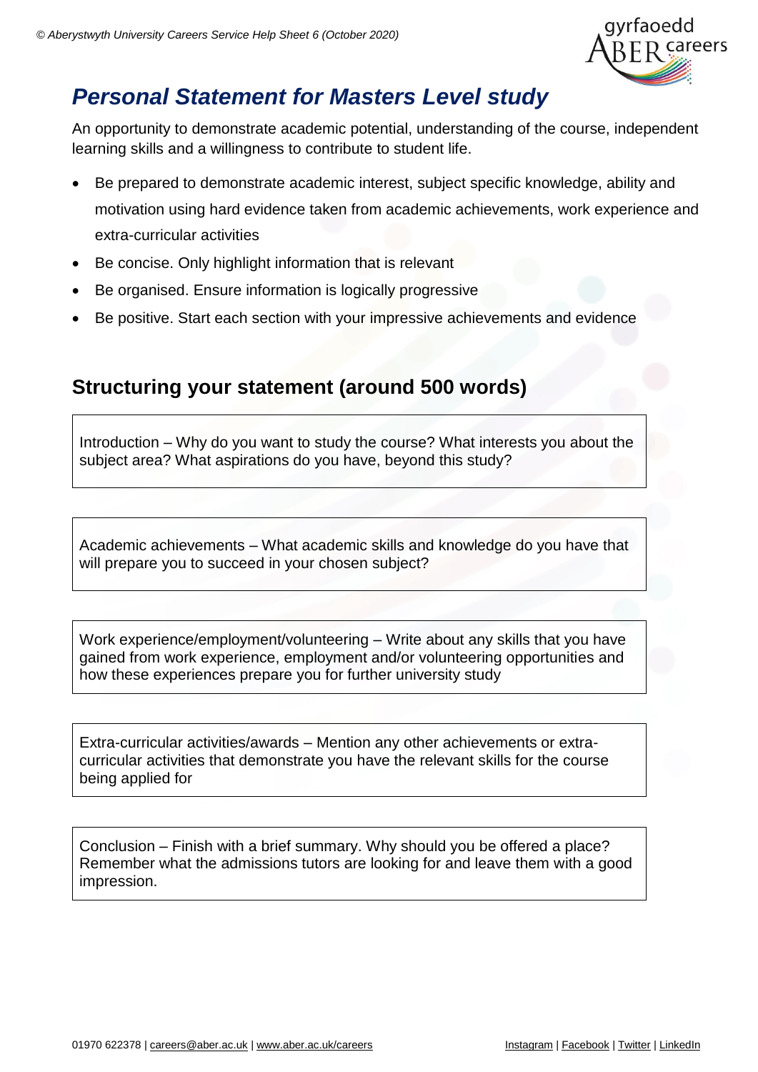# Personal Statement for Masters Level study

An opportunity to demonstrate academic potential, understanding of the course, independent learning skills and a willingness to contribute to student life.

- Be prepared to demonstrate academic interest, subject specific knowledge, ability and motivation using hard evidence taken from academic achievements, work experience and extra-curricular activities
- Be concise. Only highlight information that is relevant
- Be organised. Ensure information is logically progressive
- Be positive. Start each section with your impressive achievements and evidence

## Structuring your statement (around 500 words)

Introduction – Why do you want to study the course? What interests you about the subject area? What aspirations do you have, beyond this study?

Academic achievements – What academic skills and knowledge do you have that will prepare you to succeed in your chosen subject?

Work experience/employment/volunteering – Write about any skills that you have gained from work experience, employment and/or volunteering opportunities and how these experiences prepare you for further university study

Extra-curricular activities/awards – Mention any other achievements or extra-curricular activities that demonstrate you have the relevant skills for the course being applied for

Conclusion – Finish with a brief summary. Why should you be offered a place? Remember what the admissions tutors are looking for and leave them with a good impression.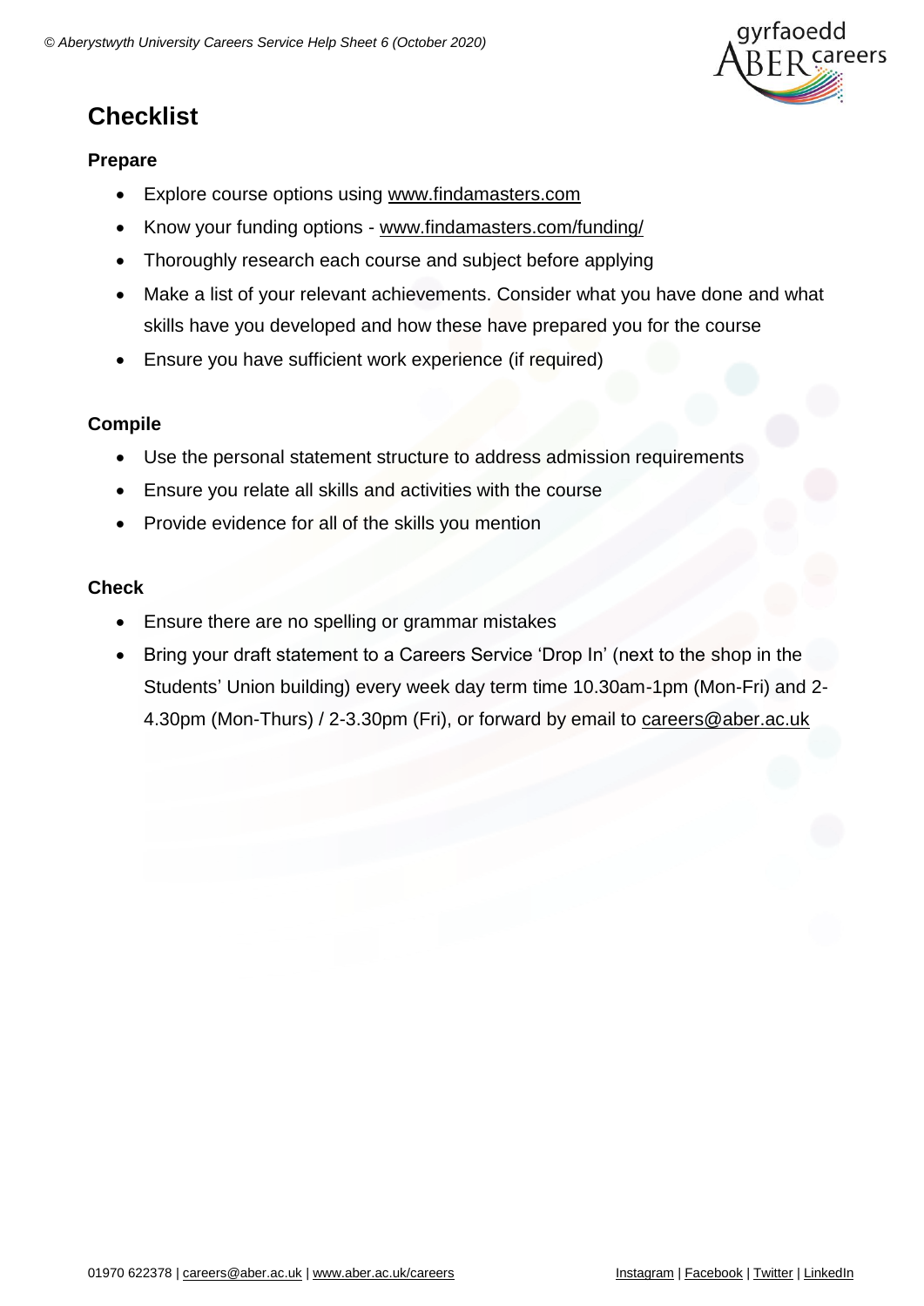# Checklist

### Prepare

- Explore course options using www.findamasters.com
- Know your funding options - www.findamasters.com/funding/
- Thoroughly research each course and subject before applying
- Make a list of your relevant achievements. Consider what you have done and what skills have you developed and how these have prepared you for the course
- Ensure you have sufficient work experience (if required)

### Compile

- Use the personal statement structure to address admission requirements
- Ensure you relate all skills and activities with the course
- Provide evidence for all of the skills you mention

### Check

- Ensure there are no spelling or grammar mistakes
- Bring your draft statement to a Careers Service 'Drop In' (next to the shop in the Students' Union building) every week day term time 10.30am-1pm (Mon-Fri) and 2-4.30pm (Mon-Thurs) / 2-3.30pm (Fri), or forward by email to careers@aber.ac.uk